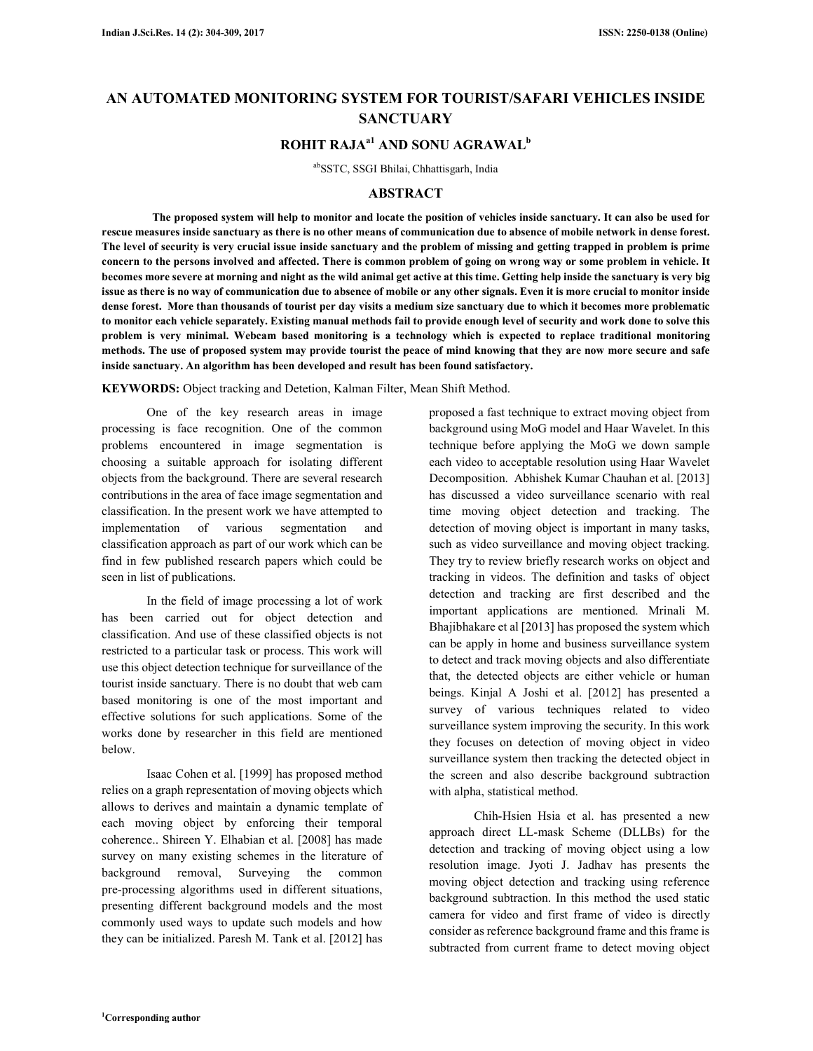# AN AUTOMATED MONITORING SYSTEM FOR TOURIST/SAFARI VEHICLES INSIDE SANCTUARY

## ROHIT RAJA[a1] AND SONU AGRAWAL[b]

[ab]SSTC, SSGI Bhilai, Chhattisgarh, India

## ABSTRACT

**The proposed system will help to monitor and locate the position of vehicles inside sanctuary. It can also be used for rescue measures inside sanctuary as there is no other means of communication due to absence of mobile network in dense forest. The level of security is very crucial issue inside sanctuary and the problem of missing and getting trapped in problem is prime concern to the persons involved and affected. There is common problem of going on wrong way or some problem in vehicle. It becomes more severe at morning and night as the wild animal get active at this time. Getting help inside the sanctuary is very big issue as there is no way of communication due to absence of mobile or any other signals. Even it is more crucial to monitor inside dense forest. More than thousands of tourist per day visits a medium size sanctuary due to which it becomes more problematic to monitor each vehicle separately. Existing manual methods fail to provide enough level of security and work done to solve this problem is very minimal. Webcam based monitoring is a technology which is expected to replace traditional monitoring methods. The use of proposed system may provide tourist the peace of mind knowing that they are now more secure and safe inside sanctuary. An algorithm has been developed and result has been found satisfactory.**

**KEYWORDS:** Object tracking and Detetion, Kalman Filter, Mean Shift Method.

One of the key research areas in image processing is face recognition. One of the common problems encountered in image segmentation is choosing a suitable approach for isolating different objects from the background. There are several research contributions in the area of face image segmentation and classification. In the present work we have attempted to implementation of various segmentation and classification approach as part of our work which can be find in few published research papers which could be seen in list of publications.

In the field of image processing a lot of work has been carried out for object detection and classification. And use of these classified objects is not restricted to a particular task or process. This work will use this object detection technique for surveillance of the tourist inside sanctuary. There is no doubt that web cam based monitoring is one of the most important and effective solutions for such applications. Some of the works done by researcher in this field are mentioned below.

Isaac Cohen et al. [1999] has proposed method relies on a graph representation of moving objects which allows to derives and maintain a dynamic template of each moving object by enforcing their temporal coherence.. Shireen Y. Elhabian et al. [2008] has made survey on many existing schemes in the literature of background removal, Surveying the common pre-processing algorithms used in different situations, presenting different background models and the most commonly used ways to update such models and how they can be initialized. Paresh M. Tank et al. [2012] has proposed a fast technique to extract moving object from background using MoG model and Haar Wavelet. In this technique before applying the MoG we down sample each video to acceptable resolution using Haar Wavelet Decomposition. Abhishek Kumar Chauhan et al. [2013] has discussed a video surveillance scenario with real time moving object detection and tracking. The detection of moving object is important in many tasks, such as video surveillance and moving object tracking. They try to review briefly research works on object and tracking in videos. The definition and tasks of object detection and tracking are first described and the important applications are mentioned. Mrinali M. Bhajibhakare et al [2013] has proposed the system which can be apply in home and business surveillance system to detect and track moving objects and also differentiate that, the detected objects are either vehicle or human beings. Kinjal A Joshi et al. [2012] has presented a survey of various techniques related to video surveillance system improving the security. In this work they focuses on detection of moving object in video surveillance system then tracking the detected object in the screen and also describe background subtraction with alpha, statistical method.

Chih-Hsien Hsia et al. has presented a new approach direct LL-mask Scheme (DLLBs) for the detection and tracking of moving object using a low resolution image. Jyoti J. Jadhav has presents the moving object detection and tracking using reference background subtraction. In this method the used static camera for video and first frame of video is directly consider as reference background frame and this frame is subtracted from current frame to detect moving object

[1]Corresponding author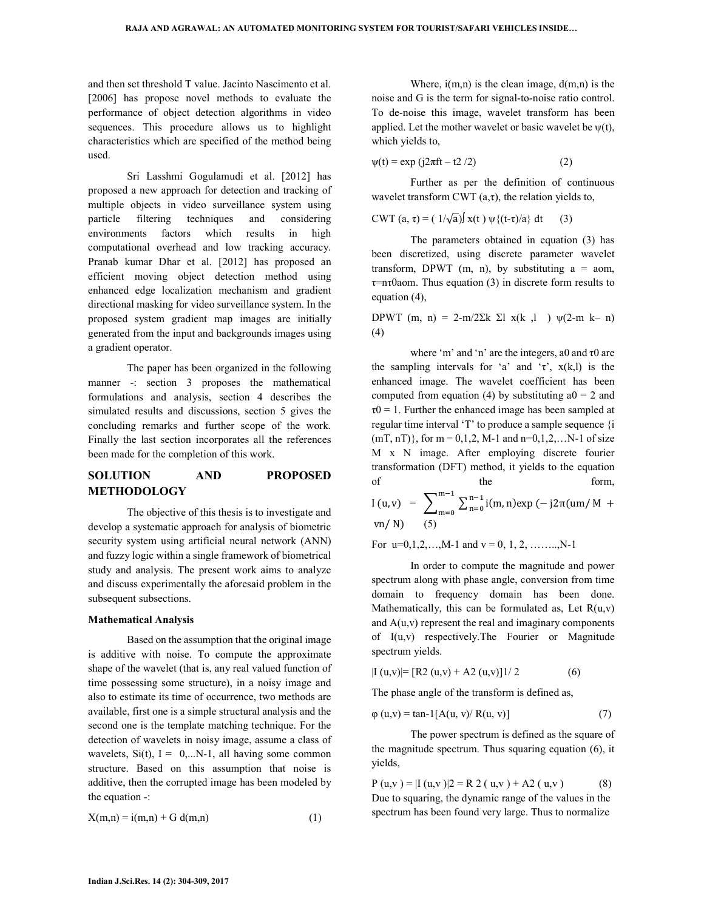and then set threshold T value. Jacinto Nascimento et al. [2006] has propose novel methods to evaluate the performance of object detection algorithms in video sequences. This procedure allows us to highlight characteristics which are specified of the method being used.

Sri Lasshmi Gogulamudi et al. [2012] has proposed a new approach for detection and tracking of multiple objects in video surveillance system using particle filtering techniques and considering environments factors which results in high computational overhead and low tracking accuracy. Pranab kumar Dhar et al. [2012] has proposed an efficient moving object detection method using enhanced edge localization mechanism and gradient directional masking for video surveillance system. In the proposed system gradient map images are initially generated from the input and backgrounds images using a gradient operator.

The paper has been organized in the following manner -: section 3 proposes the mathematical formulations and analysis, section 4 describes the simulated results and discussions, section 5 gives the concluding remarks and further scope of the work. Finally the last section incorporates all the references been made for the completion of this work.

## SOLUTION AND PROPOSED METHODOLOGY

The objective of this thesis is to investigate and develop a systematic approach for analysis of biometric security system using artificial neural network (ANN) and fuzzy logic within a single framework of biometrical study and analysis. The present work aims to analyze and discuss experimentally the aforesaid problem in the subsequent subsections.

### Mathematical Analysis

Based on the assumption that the original image is additive with noise. To compute the approximate shape of the wavelet (that is, any real valued function of time possessing some structure), in a noisy image and also to estimate its time of occurrence, two methods are available, first one is a simple structural analysis and the second one is the template matching technique. For the detection of wavelets in noisy image, assume a class of wavelets, $S_i(t)$, I = 0,...N-1, all having some common structure. Based on this assumption that noise is additive, then the corrupted image has been modeled by the equation -:

$$X(m,n) = i(m,n) + G\, d(m,n) \qquad (1)$$

Where, i(m,n) is the clean image, d(m,n) is the noise and G is the term for signal-to-noise ratio control. To de-noise this image, wavelet transform has been applied. Let the mother wavelet or basic wavelet be ψ(t), which yields to,

$$\psi(t) = \exp(j2\pi ft - t^2/2) \qquad (2)$$

Further as per the definition of continuous wavelet transform CWT (a,τ), the relation yields to,

$$CWT(a, \tau) = (1/\sqrt{a}) \int x(t)\, \psi\{(t-\tau)/a\}\, dt \qquad (3)$$

The parameters obtained in equation (3) has been discretized, using discrete parameter wavelet transform, DPWT (m, n), by substituting $a = a_0^m$, $\tau = n\tau_0 a_0^m$. Thus equation (3) in discrete form results to equation (4),

$$DPWT(m, n) = 2^{-m/2} \Sigma_k \Sigma_l\, x(k, l)\, \psi(2^{-m} k - n) \qquad (4)$$

where 'm' and 'n' are the integers, $a_0$ and $\tau_0$ are the sampling intervals for 'a' and 'τ', x(k,l) is the enhanced image. The wavelet coefficient has been computed from equation (4) by substituting $a_0 = 2$ and $\tau_0 = 1$. Further the enhanced image has been sampled at regular time interval 'T' to produce a sample sequence {i (mT, nT)}, for m = 0,1,2, M-1 and n=0,1,2,…N-1 of size M x N image. After employing discrete fourier transformation (DFT) method, it yields to the equation of the form,

$$I(u,v) = \sum_{m=0}^{m-1} \sum_{n=0}^{n-1} i(m,n) \exp(-j2\pi(um/M + vn/N)) \qquad (5)$$

For u=0,1,2,…,M-1 and v = 0, 1, 2, ……..,N-1

In order to compute the magnitude and power spectrum along with phase angle, conversion from time domain to frequency domain has been done. Mathematically, this can be formulated as, Let R(u,v) and A(u,v) represent the real and imaginary components of I(u,v) respectively.The Fourier or Magnitude spectrum yields.

$$|I(u,v)| = [R^2(u,v) + A^2(u,v)]^{1/2} \qquad (6)$$

The phase angle of the transform is defined as,

$$\varphi(u,v) = \tan^{-1}[A(u,v)/R(u,v)] \qquad (7)$$

The power spectrum is defined as the square of the magnitude spectrum. Thus squaring equation (6), it yields,

$$P(u,v) = |I(u,v)|^2 = R^2(u,v) + A^2(u,v) \qquad (8)$$

Due to squaring, the dynamic range of the values in the spectrum has been found very large. Thus to normalize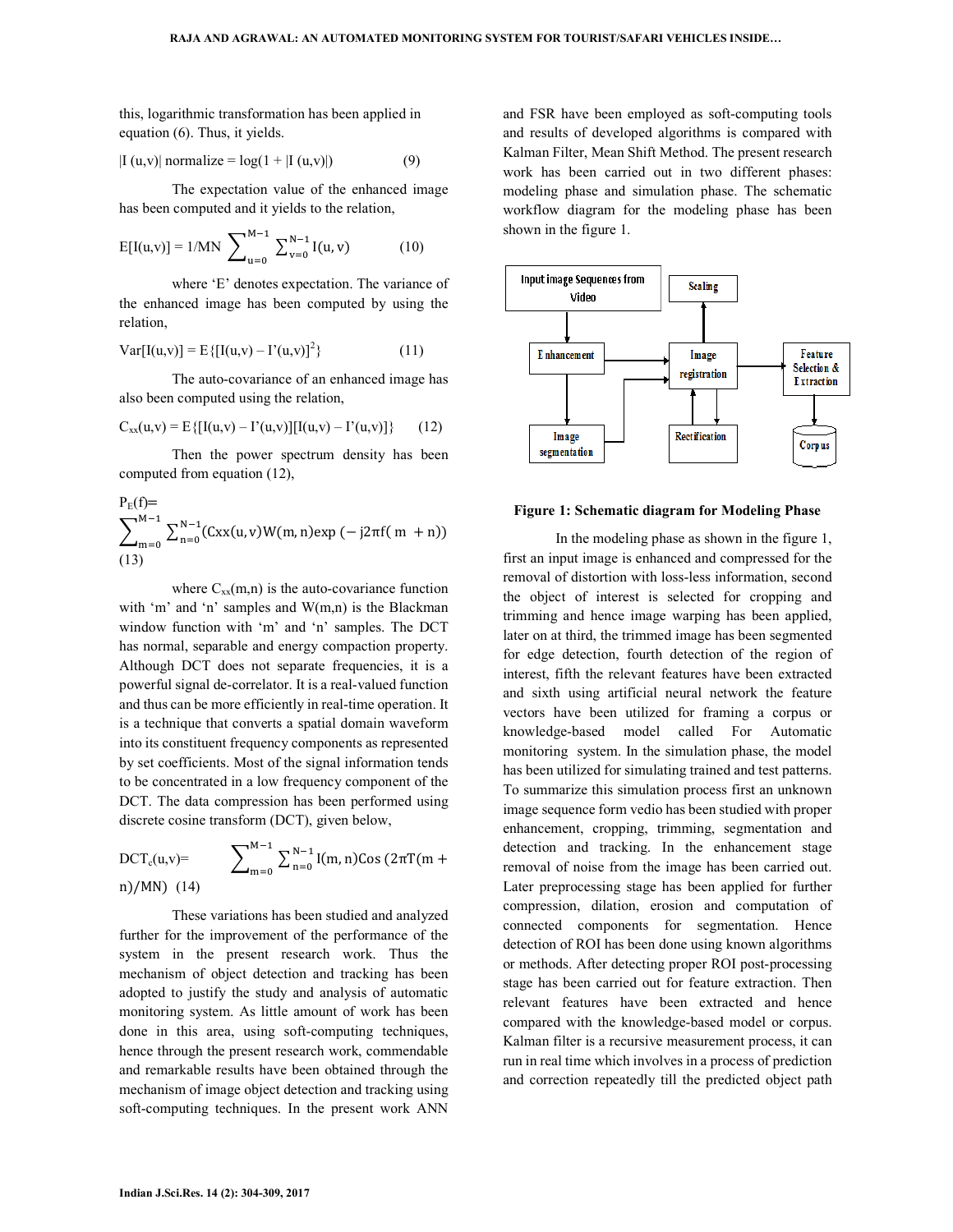this, logarithmic transformation has been applied in equation (6). Thus, it yields.

$$|I(u,v)| \text{ normalize} = \log(1 + |I(u,v)|) \quad (9)$$

The expectation value of the enhanced image has been computed and it yields to the relation,

$$E[I(u,v)] = 1/MN \sum_{u=0}^{M-1} \sum_{v=0}^{N-1} I(u,v) \quad (10)$$

where 'E' denotes expectation. The variance of the enhanced image has been computed by using the relation,

$$Var[I(u,v)] = E\{[I(u,v) - I'(u,v)]^2\} \quad (11)$$

The auto-covariance of an enhanced image has also been computed using the relation,

$$C_{xx}(u,v) = E\{[I(u,v) - I'(u,v)][I(u,v) - I'(u,v)]\} \quad (12)$$

Then the power spectrum density has been computed from equation (12),

$$P_E(f) = \sum_{m=0}^{M-1} \sum_{n=0}^{N-1} (Cxx(u,v)W(m,n)\exp(-j2\pi f(m+n)) \quad (13)$$

where $C_{xx}(m,n)$ is the auto-covariance function with 'm' and 'n' samples and W(m,n) is the Blackman window function with 'm' and 'n' samples. The DCT has normal, separable and energy compaction property. Although DCT does not separate frequencies, it is a powerful signal de-correlator. It is a real-valued function and thus can be more efficiently in real-time operation. It is a technique that converts a spatial domain waveform into its constituent frequency components as represented by set coefficients. Most of the signal information tends to be concentrated in a low frequency component of the DCT. The data compression has been performed using discrete cosine transform (DCT), given below,

$$DCT_c(u,v) = \sum_{m=0}^{M-1} \sum_{n=0}^{N-1} I(m,n)\text{Cos}\,(2\pi T(m+n)/MN) \quad (14)$$

These variations has been studied and analyzed further for the improvement of the performance of the system in the present research work. Thus the mechanism of object detection and tracking has been adopted to justify the study and analysis of automatic monitoring system. As little amount of work has been done in this area, using soft-computing techniques, hence through the present research work, commendable and remarkable results have been obtained through the mechanism of image object detection and tracking using soft-computing techniques. In the present work ANN and FSR have been employed as soft-computing tools and results of developed algorithms is compared with Kalman Filter, Mean Shift Method. The present research work has been carried out in two different phases: modeling phase and simulation phase. The schematic workflow diagram for the modeling phase has been shown in the figure 1.

**Figure 1: Schematic diagram for Modeling Phase**

In the modeling phase as shown in the figure 1, first an input image is enhanced and compressed for the removal of distortion with loss-less information, second the object of interest is selected for cropping and trimming and hence image warping has been applied, later on at third, the trimmed image has been segmented for edge detection, fourth detection of the region of interest, fifth the relevant features have been extracted and sixth using artificial neural network the feature vectors have been utilized for framing a corpus or knowledge-based model called For Automatic monitoring system. In the simulation phase, the model has been utilized for simulating trained and test patterns. To summarize this simulation process first an unknown image sequence form vedio has been studied with proper enhancement, cropping, trimming, segmentation and detection and tracking. In the enhancement stage removal of noise from the image has been carried out. Later preprocessing stage has been applied for further compression, dilation, erosion and computation of connected components for segmentation. Hence detection of ROI has been done using known algorithms or methods. After detecting proper ROI post-processing stage has been carried out for feature extraction. Then relevant features have been extracted and hence compared with the knowledge-based model or corpus. Kalman filter is a recursive measurement process, it can run in real time which involves in a process of prediction and correction repeatedly till the predicted object path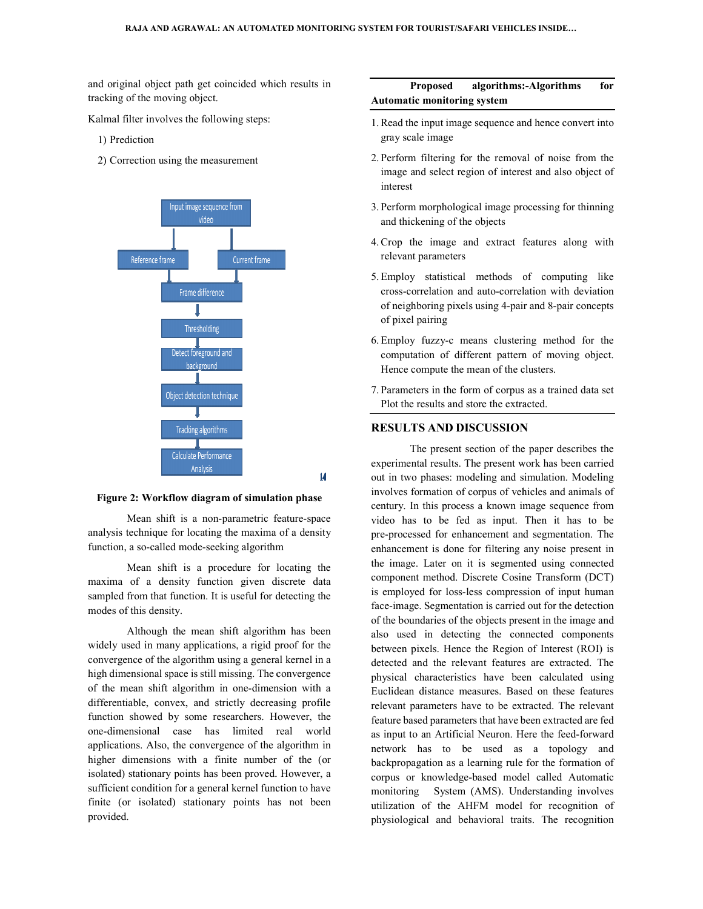and original object path get coincided which results in tracking of the moving object.

Kalmal filter involves the following steps:

1) Prediction

2) Correction using the measurement

Input image sequence from video

Reference frame

Current frame

Frame difference

Thresholding

Detect foreground and background

Object detection technique

Tracking algorithms

Calculate Performance Analysis

**Figure 2: Workflow diagram of simulation phase**

Mean shift is a non-parametric feature-space analysis technique for locating the maxima of a density function, a so-called mode-seeking algorithm

Mean shift is a procedure for locating the maxima of a density function given discrete data sampled from that function. It is useful for detecting the modes of this density.

Although the mean shift algorithm has been widely used in many applications, a rigid proof for the convergence of the algorithm using a general kernel in a high dimensional space is still missing. The convergence of the mean shift algorithm in one-dimension with a differentiable, convex, and strictly decreasing profile function showed by some researchers. However, the one-dimensional case has limited real world applications. Also, the convergence of the algorithm in higher dimensions with a finite number of the (or isolated) stationary points has been proved. However, a sufficient condition for a general kernel function to have finite (or isolated) stationary points has not been provided.

**Proposed algorithms:-Algorithms for Automatic monitoring system**

1. Read the input image sequence and hence convert into gray scale image
2. Perform filtering for the removal of noise from the image and select region of interest and also object of interest
3. Perform morphological image processing for thinning and thickening of the objects
4. Crop the image and extract features along with relevant parameters
5. Employ statistical methods of computing like cross-correlation and auto-correlation with deviation of neighboring pixels using 4-pair and 8-pair concepts of pixel pairing
6. Employ fuzzy-c means clustering method for the computation of different pattern of moving object. Hence compute the mean of the clusters.
7. Parameters in the form of corpus as a trained data set Plot the results and store the extracted.

## RESULTS AND DISCUSSION

The present section of the paper describes the experimental results. The present work has been carried out in two phases: modeling and simulation. Modeling involves formation of corpus of vehicles and animals of century. In this process a known image sequence from video has to be fed as input. Then it has to be pre-processed for enhancement and segmentation. The enhancement is done for filtering any noise present in the image. Later on it is segmented using connected component method. Discrete Cosine Transform (DCT) is employed for loss-less compression of input human face-image. Segmentation is carried out for the detection of the boundaries of the objects present in the image and also used in detecting the connected components between pixels. Hence the Region of Interest (ROI) is detected and the relevant features are extracted. The physical characteristics have been calculated using Euclidean distance measures. Based on these features relevant parameters have to be extracted. The relevant feature based parameters that have been extracted are fed as input to an Artificial Neuron. Here the feed-forward network has to be used as a topology and backpropagation as a learning rule for the formation of corpus or knowledge-based model called Automatic monitoring System (AMS). Understanding involves utilization of the AHFM model for recognition of physiological and behavioral traits. The recognition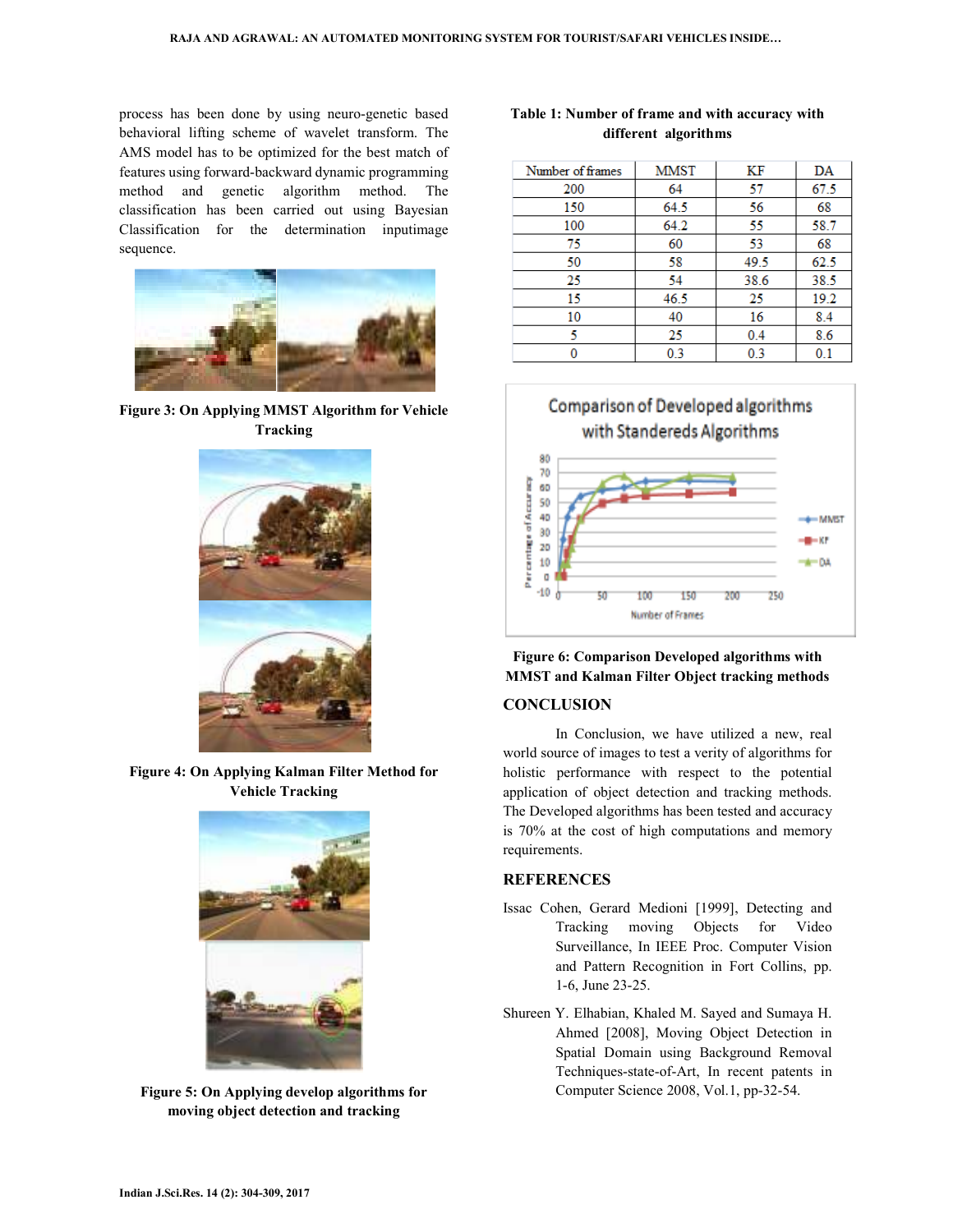process has been done by using neuro-genetic based behavioral lifting scheme of wavelet transform. The AMS model has to be optimized for the best match of features using forward-backward dynamic programming method and genetic algorithm method. The classification has been carried out using Bayesian Classification for the determination inputimage sequence.

Figure 3: On Applying MMST Algorithm for Vehicle Tracking

Figure 4: On Applying Kalman Filter Method for Vehicle Tracking

Figure 5: On Applying develop algorithms for moving object detection and tracking

**Table 1: Number of frame and with accuracy with different algorithms**

| Number of frames | MMST | KF | DA |
|---|---|---|---|
| 200 | 64 | 57 | 67.5 |
| 150 | 64.5 | 56 | 68 |
| 100 | 64.2 | 55 | 58.7 |
| 75 | 60 | 53 | 68 |
| 50 | 58 | 49.5 | 62.5 |
| 25 | 54 | 38.6 | 38.5 |
| 15 | 46.5 | 25 | 19.2 |
| 10 | 40 | 16 | 8.4 |
| 5 | 25 | 0.4 | 8.6 |
| 0 | 0.3 | 0.3 | 0.1 |

Figure 6: Comparison Developed algorithms with MMST and Kalman Filter Object tracking methods

## CONCLUSION

In Conclusion, we have utilized a new, real world source of images to test a verity of algorithms for holistic performance with respect to the potential application of object detection and tracking methods. The Developed algorithms has been tested and accuracy is 70% at the cost of high computations and memory requirements.

## REFERENCES

Issac Cohen, Gerard Medioni [1999], Detecting and Tracking moving Objects for Video Surveillance, In IEEE Proc. Computer Vision and Pattern Recognition in Fort Collins, pp. 1-6, June 23-25.

Shureen Y. Elhabian, Khaled M. Sayed and Sumaya H. Ahmed [2008], Moving Object Detection in Spatial Domain using Background Removal Techniques-state-of-Art, In recent patents in Computer Science 2008, Vol.1, pp-32-54.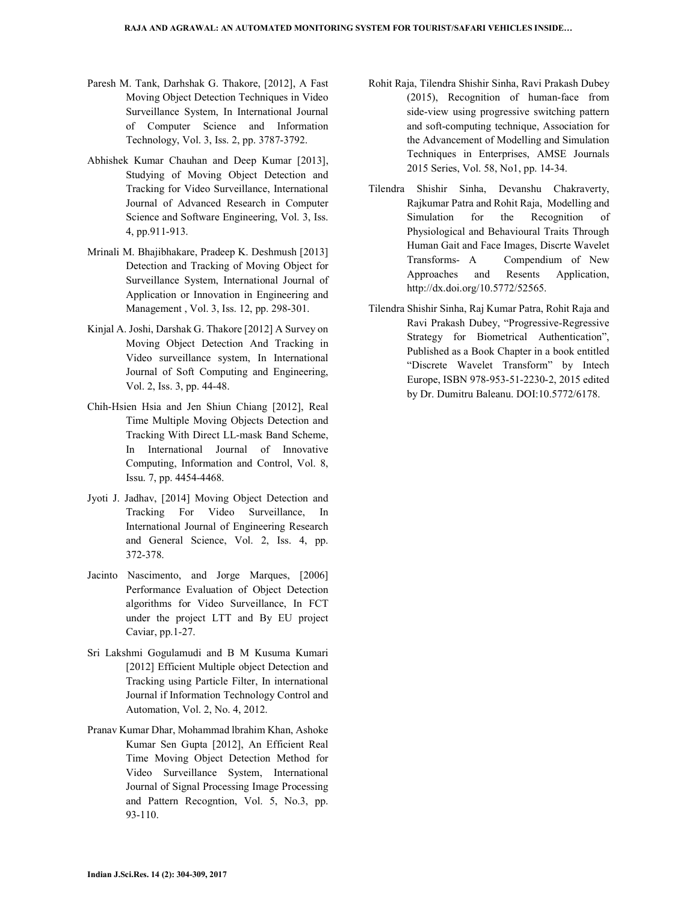Paresh M. Tank, Darhshak G. Thakore, [2012], A Fast Moving Object Detection Techniques in Video Surveillance System, In International Journal of Computer Science and Information Technology, Vol. 3, Iss. 2, pp. 3787-3792.

Abhishek Kumar Chauhan and Deep Kumar [2013], Studying of Moving Object Detection and Tracking for Video Surveillance, International Journal of Advanced Research in Computer Science and Software Engineering, Vol. 3, Iss. 4, pp.911-913.

Mrinali M. Bhajibhakare, Pradeep K. Deshmush [2013] Detection and Tracking of Moving Object for Surveillance System, International Journal of Application or Innovation in Engineering and Management , Vol. 3, Iss. 12, pp. 298-301.

Kinjal A. Joshi, Darshak G. Thakore [2012] A Survey on Moving Object Detection And Tracking in Video surveillance system, In International Journal of Soft Computing and Engineering, Vol. 2, Iss. 3, pp. 44-48.

Chih-Hsien Hsia and Jen Shiun Chiang [2012], Real Time Multiple Moving Objects Detection and Tracking With Direct LL-mask Band Scheme, In International Journal of Innovative Computing, Information and Control, Vol. 8, Issu. 7, pp. 4454-4468.

Jyoti J. Jadhav, [2014] Moving Object Detection and Tracking For Video Surveillance, In International Journal of Engineering Research and General Science, Vol. 2, Iss. 4, pp. 372-378.

Jacinto Nascimento, and Jorge Marques, [2006] Performance Evaluation of Object Detection algorithms for Video Surveillance, In FCT under the project LTT and By EU project Caviar, pp.1-27.

Sri Lakshmi Gogulamudi and B M Kusuma Kumari [2012] Efficient Multiple object Detection and Tracking using Particle Filter, In international Journal if Information Technology Control and Automation, Vol. 2, No. 4, 2012.

Pranav Kumar Dhar, Mohammad lbrahim Khan, Ashoke Kumar Sen Gupta [2012], An Efficient Real Time Moving Object Detection Method for Video Surveillance System, International Journal of Signal Processing Image Processing and Pattern Recogntion, Vol. 5, No.3, pp. 93-110.

Rohit Raja, Tilendra Shishir Sinha, Ravi Prakash Dubey (2015), Recognition of human-face from side-view using progressive switching pattern and soft-computing technique, Association for the Advancement of Modelling and Simulation Techniques in Enterprises, AMSE Journals 2015 Series, Vol. 58, No1, pp. 14-34.

Tilendra Shishir Sinha, Devanshu Chakraverty, Rajkumar Patra and Rohit Raja, Modelling and Simulation for the Recognition of Physiological and Behavioural Traits Through Human Gait and Face Images, Discrte Wavelet Transforms- A Compendium of New Approaches and Resents Application, http://dx.doi.org/10.5772/52565.

Tilendra Shishir Sinha, Raj Kumar Patra, Rohit Raja and Ravi Prakash Dubey, "Progressive-Regressive Strategy for Biometrical Authentication", Published as a Book Chapter in a book entitled "Discrete Wavelet Transform" by Intech Europe, ISBN 978-953-51-2230-2, 2015 edited by Dr. Dumitru Baleanu. DOI:10.5772/6178.